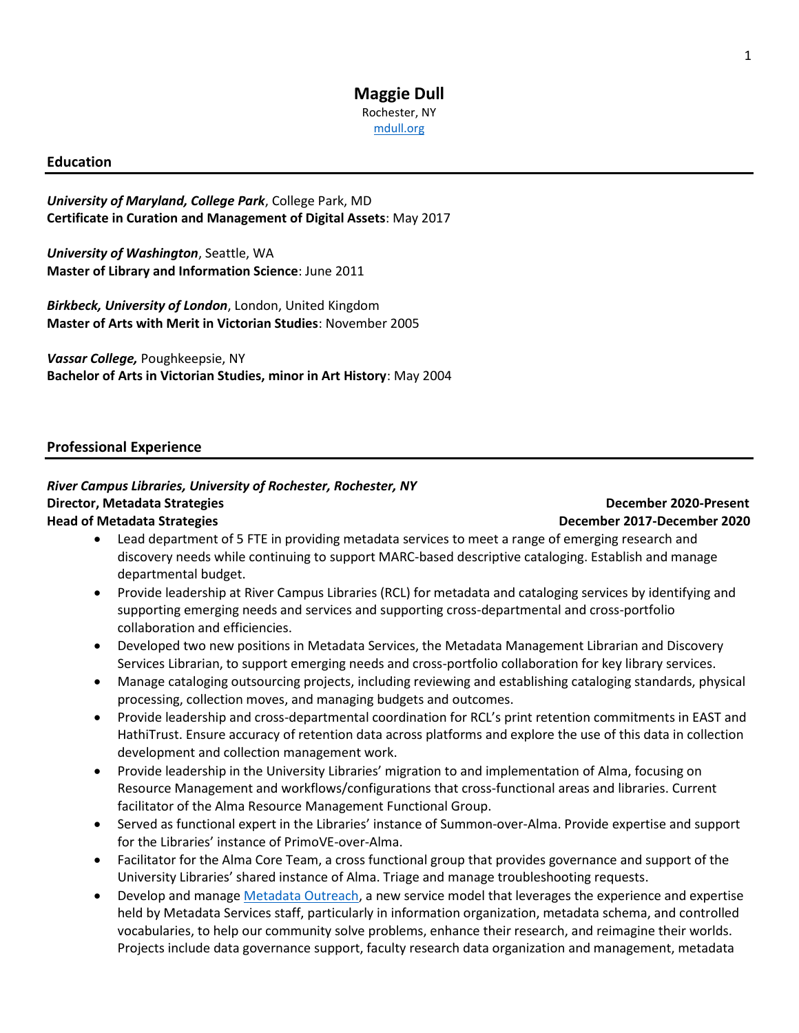# Maggie Dull

Rochester, NY
[mdull.org](mdull.org)

## Education

***University of Maryland, College Park***, College Park, MD
**Certificate in Curation and Management of Digital Assets**: May 2017

***University of Washington***, Seattle, WA
**Master of Library and Information Science**: June 2011

***Birkbeck, University of London***, London, United Kingdom
**Master of Arts with Merit in Victorian Studies**: November 2005

***Vassar College,*** Poughkeepsie, NY
**Bachelor of Arts in Victorian Studies, minor in Art History**: May 2004

## Professional Experience

***River Campus Libraries, University of Rochester, Rochester, NY***
**Director, Metadata Strategies** — **December 2020-Present**
**Head of Metadata Strategies** — **December 2017-December 2020**

- Lead department of 5 FTE in providing metadata services to meet a range of emerging research and discovery needs while continuing to support MARC-based descriptive cataloging. Establish and manage departmental budget.
- Provide leadership at River Campus Libraries (RCL) for metadata and cataloging services by identifying and supporting emerging needs and services and supporting cross-departmental and cross-portfolio collaboration and efficiencies.
- Developed two new positions in Metadata Services, the Metadata Management Librarian and Discovery Services Librarian, to support emerging needs and cross-portfolio collaboration for key library services.
- Manage cataloging outsourcing projects, including reviewing and establishing cataloging standards, physical processing, collection moves, and managing budgets and outcomes.
- Provide leadership and cross-departmental coordination for RCL's print retention commitments in EAST and HathiTrust. Ensure accuracy of retention data across platforms and explore the use of this data in collection development and collection management work.
- Provide leadership in the University Libraries' migration to and implementation of Alma, focusing on Resource Management and workflows/configurations that cross-functional areas and libraries. Current facilitator of the Alma Resource Management Functional Group.
- Served as functional expert in the Libraries' instance of Summon-over-Alma. Provide expertise and support for the Libraries' instance of PrimoVE-over-Alma.
- Facilitator for the Alma Core Team, a cross functional group that provides governance and support of the University Libraries' shared instance of Alma. Triage and manage troubleshooting requests.
- Develop and manage [Metadata Outreach](), a new service model that leverages the experience and expertise held by Metadata Services staff, particularly in information organization, metadata schema, and controlled vocabularies, to help our community solve problems, enhance their research, and reimagine their worlds. Projects include data governance support, faculty research data organization and management, metadata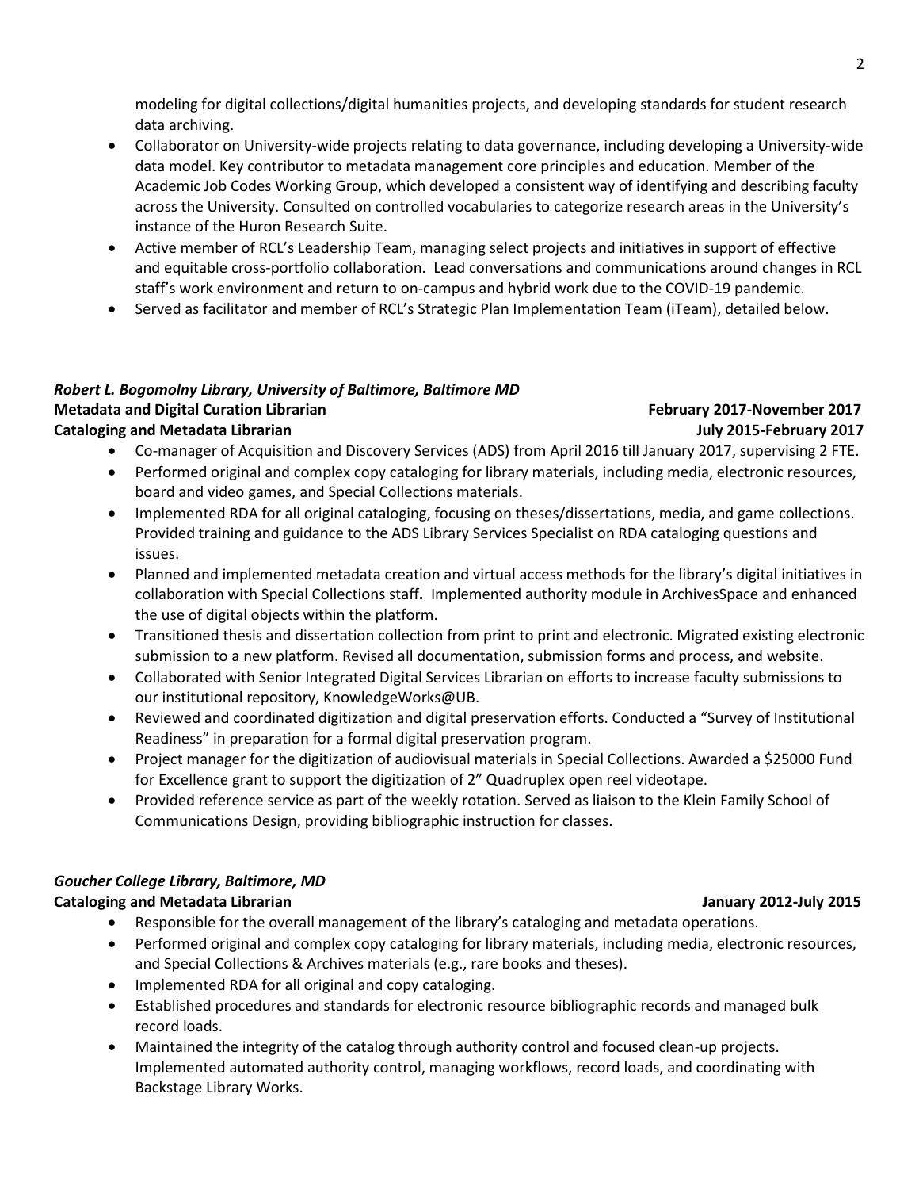modeling for digital collections/digital humanities projects, and developing standards for student research data archiving.

- Collaborator on University-wide projects relating to data governance, including developing a University-wide data model. Key contributor to metadata management core principles and education. Member of the Academic Job Codes Working Group, which developed a consistent way of identifying and describing faculty across the University. Consulted on controlled vocabularies to categorize research areas in the University's instance of the Huron Research Suite.
- Active member of RCL's Leadership Team, managing select projects and initiatives in support of effective and equitable cross-portfolio collaboration. Lead conversations and communications around changes in RCL staff's work environment and return to on-campus and hybrid work due to the COVID-19 pandemic.
- Served as facilitator and member of RCL's Strategic Plan Implementation Team (iTeam), detailed below.

***Robert L. Bogomolny Library, University of Baltimore, Baltimore MD***

**Metadata and Digital Curation Librarian** — **February 2017-November 2017**

**Cataloging and Metadata Librarian** — **July 2015-February 2017**

- Co-manager of Acquisition and Discovery Services (ADS) from April 2016 till January 2017, supervising 2 FTE.
- Performed original and complex copy cataloging for library materials, including media, electronic resources, board and video games, and Special Collections materials.
- Implemented RDA for all original cataloging, focusing on theses/dissertations, media, and game collections. Provided training and guidance to the ADS Library Services Specialist on RDA cataloging questions and issues.
- Planned and implemented metadata creation and virtual access methods for the library's digital initiatives in collaboration with Special Collections staff**.** Implemented authority module in ArchivesSpace and enhanced the use of digital objects within the platform.
- Transitioned thesis and dissertation collection from print to print and electronic. Migrated existing electronic submission to a new platform. Revised all documentation, submission forms and process, and website.
- Collaborated with Senior Integrated Digital Services Librarian on efforts to increase faculty submissions to our institutional repository, KnowledgeWorks@UB.
- Reviewed and coordinated digitization and digital preservation efforts. Conducted a "Survey of Institutional Readiness" in preparation for a formal digital preservation program.
- Project manager for the digitization of audiovisual materials in Special Collections. Awarded a $25000 Fund for Excellence grant to support the digitization of 2" Quadruplex open reel videotape.
- Provided reference service as part of the weekly rotation. Served as liaison to the Klein Family School of Communications Design, providing bibliographic instruction for classes.

***Goucher College Library, Baltimore, MD***

**Cataloging and Metadata Librarian** — **January 2012-July 2015**

- Responsible for the overall management of the library's cataloging and metadata operations.
- Performed original and complex copy cataloging for library materials, including media, electronic resources, and Special Collections & Archives materials (e.g., rare books and theses).
- Implemented RDA for all original and copy cataloging.
- Established procedures and standards for electronic resource bibliographic records and managed bulk record loads.
- Maintained the integrity of the catalog through authority control and focused clean-up projects. Implemented automated authority control, managing workflows, record loads, and coordinating with Backstage Library Works.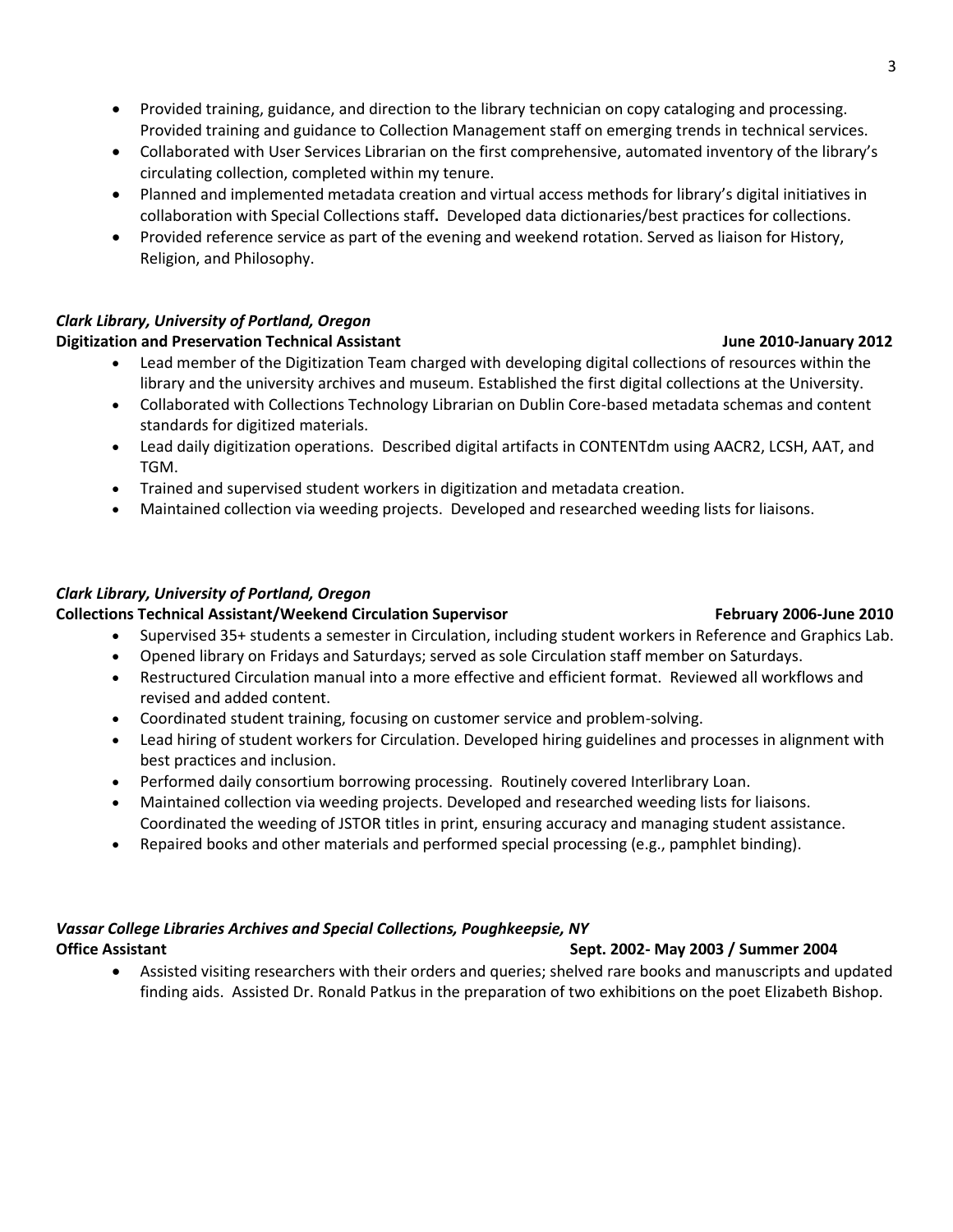- Provided training, guidance, and direction to the library technician on copy cataloging and processing. Provided training and guidance to Collection Management staff on emerging trends in technical services.
- Collaborated with User Services Librarian on the first comprehensive, automated inventory of the library's circulating collection, completed within my tenure.
- Planned and implemented metadata creation and virtual access methods for library's digital initiatives in collaboration with Special Collections staff**.** Developed data dictionaries/best practices for collections.
- Provided reference service as part of the evening and weekend rotation. Served as liaison for History, Religion, and Philosophy.

***Clark Library, University of Portland, Oregon***
**Digitization and Preservation Technical Assistant** **June 2010-January 2012**

- Lead member of the Digitization Team charged with developing digital collections of resources within the library and the university archives and museum. Established the first digital collections at the University.
- Collaborated with Collections Technology Librarian on Dublin Core-based metadata schemas and content standards for digitized materials.
- Lead daily digitization operations. Described digital artifacts in CONTENTdm using AACR2, LCSH, AAT, and TGM.
- Trained and supervised student workers in digitization and metadata creation.
- Maintained collection via weeding projects. Developed and researched weeding lists for liaisons.

***Clark Library, University of Portland, Oregon***
**Collections Technical Assistant/Weekend Circulation Supervisor** **February 2006-June 2010**

- Supervised 35+ students a semester in Circulation, including student workers in Reference and Graphics Lab.
- Opened library on Fridays and Saturdays; served as sole Circulation staff member on Saturdays.
- Restructured Circulation manual into a more effective and efficient format. Reviewed all workflows and revised and added content.
- Coordinated student training, focusing on customer service and problem-solving.
- Lead hiring of student workers for Circulation. Developed hiring guidelines and processes in alignment with best practices and inclusion.
- Performed daily consortium borrowing processing. Routinely covered Interlibrary Loan.
- Maintained collection via weeding projects. Developed and researched weeding lists for liaisons. Coordinated the weeding of JSTOR titles in print, ensuring accuracy and managing student assistance.
- Repaired books and other materials and performed special processing (e.g., pamphlet binding).

***Vassar College Libraries Archives and Special Collections, Poughkeepsie, NY***
**Office Assistant** **Sept. 2002- May 2003 / Summer 2004**

- Assisted visiting researchers with their orders and queries; shelved rare books and manuscripts and updated finding aids. Assisted Dr. Ronald Patkus in the preparation of two exhibitions on the poet Elizabeth Bishop.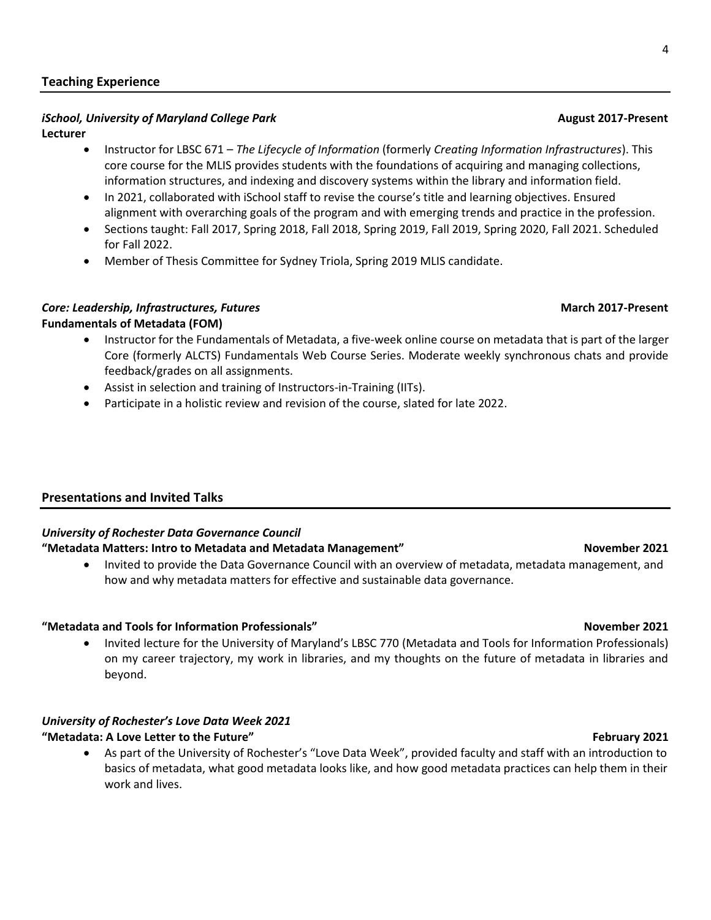## Teaching Experience

***iSchool, University of Maryland College Park*** **August 2017-Present**
**Lecturer**

- Instructor for LBSC 671 – *The Lifecycle of Information* (formerly *Creating Information Infrastructures*). This core course for the MLIS provides students with the foundations of acquiring and managing collections, information structures, and indexing and discovery systems within the library and information field.
- In 2021, collaborated with iSchool staff to revise the course's title and learning objectives. Ensured alignment with overarching goals of the program and with emerging trends and practice in the profession.
- Sections taught: Fall 2017, Spring 2018, Fall 2018, Spring 2019, Fall 2019, Spring 2020, Fall 2021. Scheduled for Fall 2022.
- Member of Thesis Committee for Sydney Triola, Spring 2019 MLIS candidate.

***Core: Leadership, Infrastructures, Futures*** **March 2017-Present**
**Fundamentals of Metadata (FOM)**

- Instructor for the Fundamentals of Metadata, a five-week online course on metadata that is part of the larger Core (formerly ALCTS) Fundamentals Web Course Series. Moderate weekly synchronous chats and provide feedback/grades on all assignments.
- Assist in selection and training of Instructors-in-Training (IITs).
- Participate in a holistic review and revision of the course, slated for late 2022.

## Presentations and Invited Talks

***University of Rochester Data Governance Council***
**"Metadata Matters: Intro to Metadata and Metadata Management"** **November 2021**

- Invited to provide the Data Governance Council with an overview of metadata, metadata management, and how and why metadata matters for effective and sustainable data governance.

**"Metadata and Tools for Information Professionals"** **November 2021**

- Invited lecture for the University of Maryland's LBSC 770 (Metadata and Tools for Information Professionals) on my career trajectory, my work in libraries, and my thoughts on the future of metadata in libraries and beyond.

***University of Rochester's Love Data Week 2021***
**"Metadata: A Love Letter to the Future"** **February 2021**

- As part of the University of Rochester's "Love Data Week", provided faculty and staff with an introduction to basics of metadata, what good metadata looks like, and how good metadata practices can help them in their work and lives.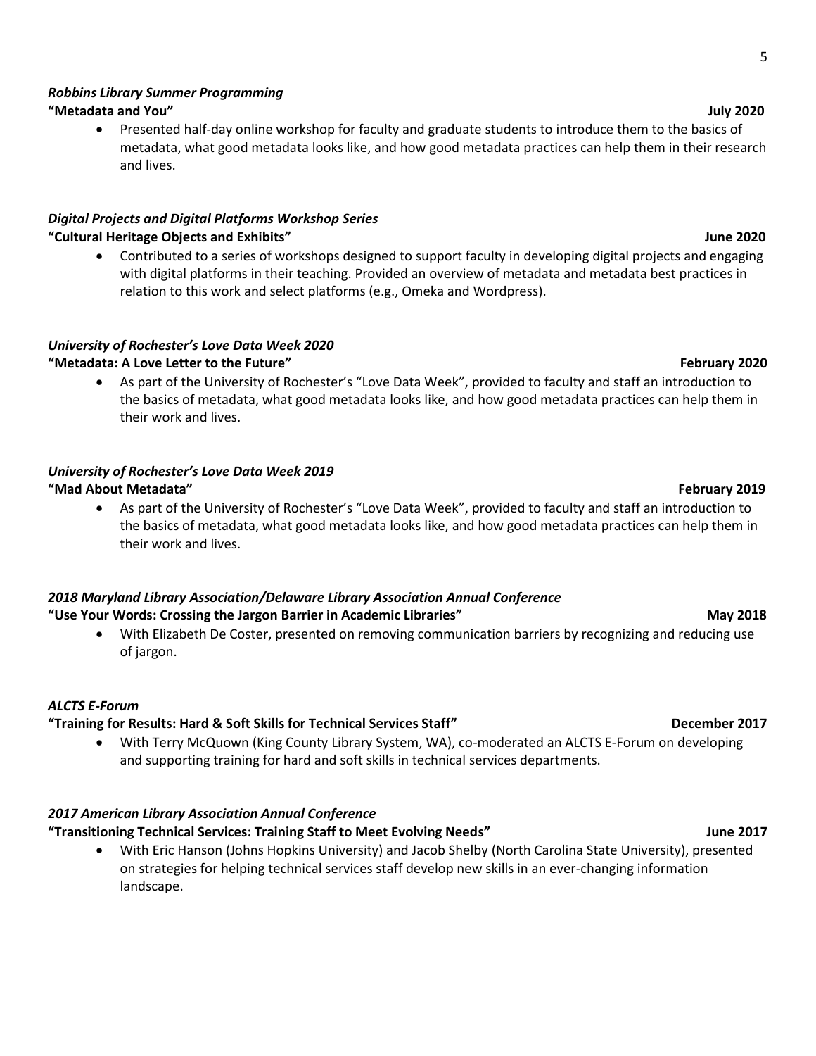***Robbins Library Summer Programming***

**"Metadata and You"** **July 2020**

- Presented half-day online workshop for faculty and graduate students to introduce them to the basics of metadata, what good metadata looks like, and how good metadata practices can help them in their research and lives.

***Digital Projects and Digital Platforms Workshop Series***

**"Cultural Heritage Objects and Exhibits"** **June 2020**

- Contributed to a series of workshops designed to support faculty in developing digital projects and engaging with digital platforms in their teaching. Provided an overview of metadata and metadata best practices in relation to this work and select platforms (e.g., Omeka and Wordpress).

***University of Rochester's Love Data Week 2020***

**"Metadata: A Love Letter to the Future"** **February 2020**

- As part of the University of Rochester's "Love Data Week", provided to faculty and staff an introduction to the basics of metadata, what good metadata looks like, and how good metadata practices can help them in their work and lives.

***University of Rochester's Love Data Week 2019***

**"Mad About Metadata"** **February 2019**

- As part of the University of Rochester's "Love Data Week", provided to faculty and staff an introduction to the basics of metadata, what good metadata looks like, and how good metadata practices can help them in their work and lives.

***2018 Maryland Library Association/Delaware Library Association Annual Conference***

**"Use Your Words: Crossing the Jargon Barrier in Academic Libraries"** **May 2018**

- With Elizabeth De Coster, presented on removing communication barriers by recognizing and reducing use of jargon.

***ALCTS E-Forum***

**"Training for Results: Hard & Soft Skills for Technical Services Staff"** **December 2017**

- With Terry McQuown (King County Library System, WA), co-moderated an ALCTS E-Forum on developing and supporting training for hard and soft skills in technical services departments.

***2017 American Library Association Annual Conference***

**"Transitioning Technical Services: Training Staff to Meet Evolving Needs"** **June 2017**

- With Eric Hanson (Johns Hopkins University) and Jacob Shelby (North Carolina State University), presented on strategies for helping technical services staff develop new skills in an ever-changing information landscape.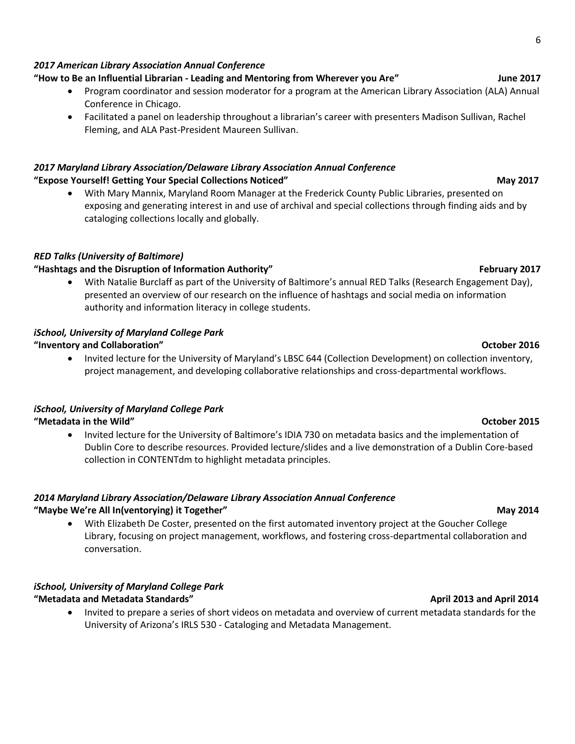*2017 American Library Association Annual Conference*

**"How to Be an Influential Librarian - Leading and Mentoring from Wherever you Are"** **June 2017**

- Program coordinator and session moderator for a program at the American Library Association (ALA) Annual Conference in Chicago.
- Facilitated a panel on leadership throughout a librarian's career with presenters Madison Sullivan, Rachel Fleming, and ALA Past-President Maureen Sullivan.

*2017 Maryland Library Association/Delaware Library Association Annual Conference*

**"Expose Yourself! Getting Your Special Collections Noticed"** **May 2017**

- With Mary Mannix, Maryland Room Manager at the Frederick County Public Libraries, presented on exposing and generating interest in and use of archival and special collections through finding aids and by cataloging collections locally and globally.

*RED Talks (University of Baltimore)*

**"Hashtags and the Disruption of Information Authority"** **February 2017**

- With Natalie Burclaff as part of the University of Baltimore's annual RED Talks (Research Engagement Day), presented an overview of our research on the influence of hashtags and social media on information authority and information literacy in college students.

*iSchool, University of Maryland College Park*

**"Inventory and Collaboration"** **October 2016**

- Invited lecture for the University of Maryland's LBSC 644 (Collection Development) on collection inventory, project management, and developing collaborative relationships and cross-departmental workflows.

*iSchool, University of Maryland College Park*

**"Metadata in the Wild"** **October 2015**

- Invited lecture for the University of Baltimore's IDIA 730 on metadata basics and the implementation of Dublin Core to describe resources. Provided lecture/slides and a live demonstration of a Dublin Core-based collection in CONTENTdm to highlight metadata principles.

*2014 Maryland Library Association/Delaware Library Association Annual Conference*

**"Maybe We're All In(ventorying) it Together"** **May 2014**

- With Elizabeth De Coster, presented on the first automated inventory project at the Goucher College Library, focusing on project management, workflows, and fostering cross-departmental collaboration and conversation.

*iSchool, University of Maryland College Park*

**"Metadata and Metadata Standards"** **April 2013 and April 2014**

- Invited to prepare a series of short videos on metadata and overview of current metadata standards for the University of Arizona's IRLS 530 - Cataloging and Metadata Management.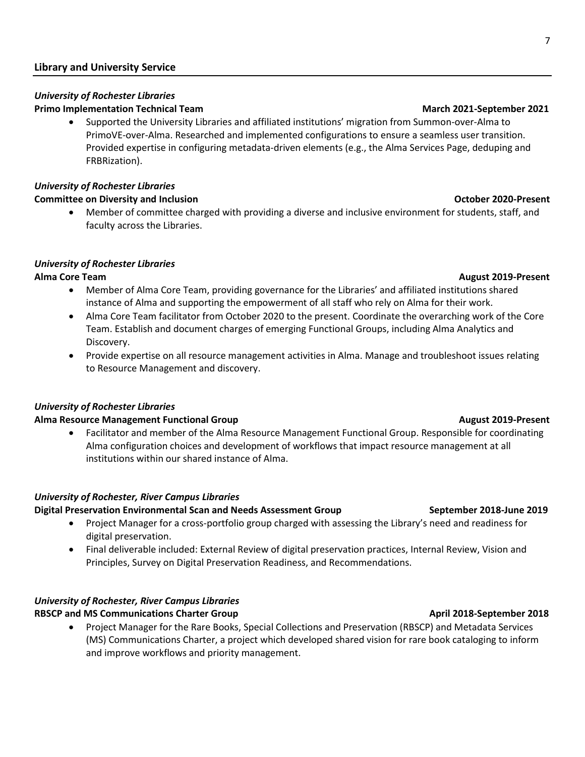## Library and University Service

*University of Rochester Libraries*
**Primo Implementation Technical Team** **March 2021-September 2021**

- Supported the University Libraries and affiliated institutions' migration from Summon-over-Alma to PrimoVE-over-Alma. Researched and implemented configurations to ensure a seamless user transition. Provided expertise in configuring metadata-driven elements (e.g., the Alma Services Page, deduping and FRBRization).

*University of Rochester Libraries*
**Committee on Diversity and Inclusion** **October 2020-Present**

- Member of committee charged with providing a diverse and inclusive environment for students, staff, and faculty across the Libraries.

*University of Rochester Libraries*
**Alma Core Team** **August 2019-Present**

- Member of Alma Core Team, providing governance for the Libraries' and affiliated institutions shared instance of Alma and supporting the empowerment of all staff who rely on Alma for their work.
- Alma Core Team facilitator from October 2020 to the present. Coordinate the overarching work of the Core Team. Establish and document charges of emerging Functional Groups, including Alma Analytics and Discovery.
- Provide expertise on all resource management activities in Alma. Manage and troubleshoot issues relating to Resource Management and discovery.

*University of Rochester Libraries*
**Alma Resource Management Functional Group** **August 2019-Present**

- Facilitator and member of the Alma Resource Management Functional Group. Responsible for coordinating Alma configuration choices and development of workflows that impact resource management at all institutions within our shared instance of Alma.

*University of Rochester, River Campus Libraries*
**Digital Preservation Environmental Scan and Needs Assessment Group** **September 2018-June 2019**

- Project Manager for a cross-portfolio group charged with assessing the Library's need and readiness for digital preservation.
- Final deliverable included: External Review of digital preservation practices, Internal Review, Vision and Principles, Survey on Digital Preservation Readiness, and Recommendations.

*University of Rochester, River Campus Libraries*
**RBSCP and MS Communications Charter Group** **April 2018-September 2018**

- Project Manager for the Rare Books, Special Collections and Preservation (RBSCP) and Metadata Services (MS) Communications Charter, a project which developed shared vision for rare book cataloging to inform and improve workflows and priority management.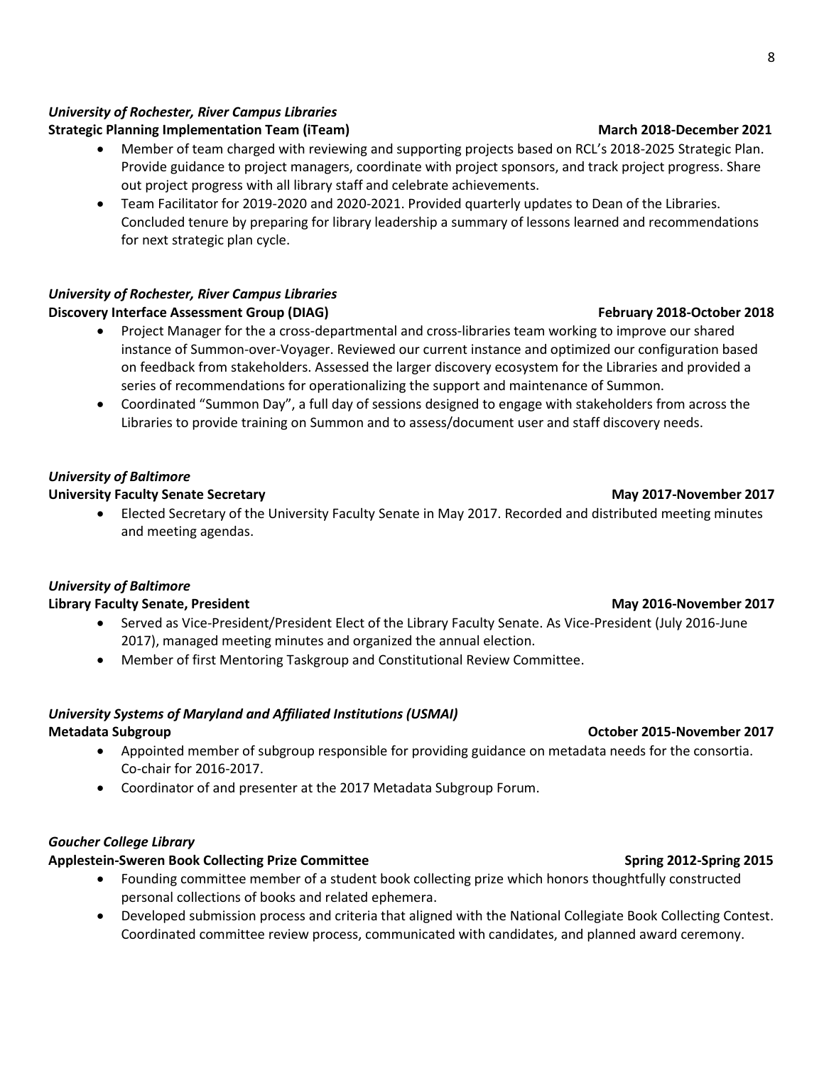*University of Rochester, River Campus Libraries*
**Strategic Planning Implementation Team (iTeam)** **March 2018-December 2021**

- Member of team charged with reviewing and supporting projects based on RCL's 2018-2025 Strategic Plan. Provide guidance to project managers, coordinate with project sponsors, and track project progress. Share out project progress with all library staff and celebrate achievements.
- Team Facilitator for 2019-2020 and 2020-2021. Provided quarterly updates to Dean of the Libraries. Concluded tenure by preparing for library leadership a summary of lessons learned and recommendations for next strategic plan cycle.

*University of Rochester, River Campus Libraries*
**Discovery Interface Assessment Group (DIAG)** **February 2018-October 2018**

- Project Manager for the a cross-departmental and cross-libraries team working to improve our shared instance of Summon-over-Voyager. Reviewed our current instance and optimized our configuration based on feedback from stakeholders. Assessed the larger discovery ecosystem for the Libraries and provided a series of recommendations for operationalizing the support and maintenance of Summon.
- Coordinated "Summon Day", a full day of sessions designed to engage with stakeholders from across the Libraries to provide training on Summon and to assess/document user and staff discovery needs.

*University of Baltimore*
**University Faculty Senate Secretary** **May 2017-November 2017**

- Elected Secretary of the University Faculty Senate in May 2017. Recorded and distributed meeting minutes and meeting agendas.

*University of Baltimore*
**Library Faculty Senate, President** **May 2016-November 2017**

- Served as Vice-President/President Elect of the Library Faculty Senate. As Vice-President (July 2016-June 2017), managed meeting minutes and organized the annual election.
- Member of first Mentoring Taskgroup and Constitutional Review Committee.

*University Systems of Maryland and Affiliated Institutions (USMAI)*
**Metadata Subgroup** **October 2015-November 2017**

- Appointed member of subgroup responsible for providing guidance on metadata needs for the consortia. Co-chair for 2016-2017.
- Coordinator of and presenter at the 2017 Metadata Subgroup Forum.

*Goucher College Library*
**Applestein-Sweren Book Collecting Prize Committee** **Spring 2012-Spring 2015**

- Founding committee member of a student book collecting prize which honors thoughtfully constructed personal collections of books and related ephemera.
- Developed submission process and criteria that aligned with the National Collegiate Book Collecting Contest. Coordinated committee review process, communicated with candidates, and planned award ceremony.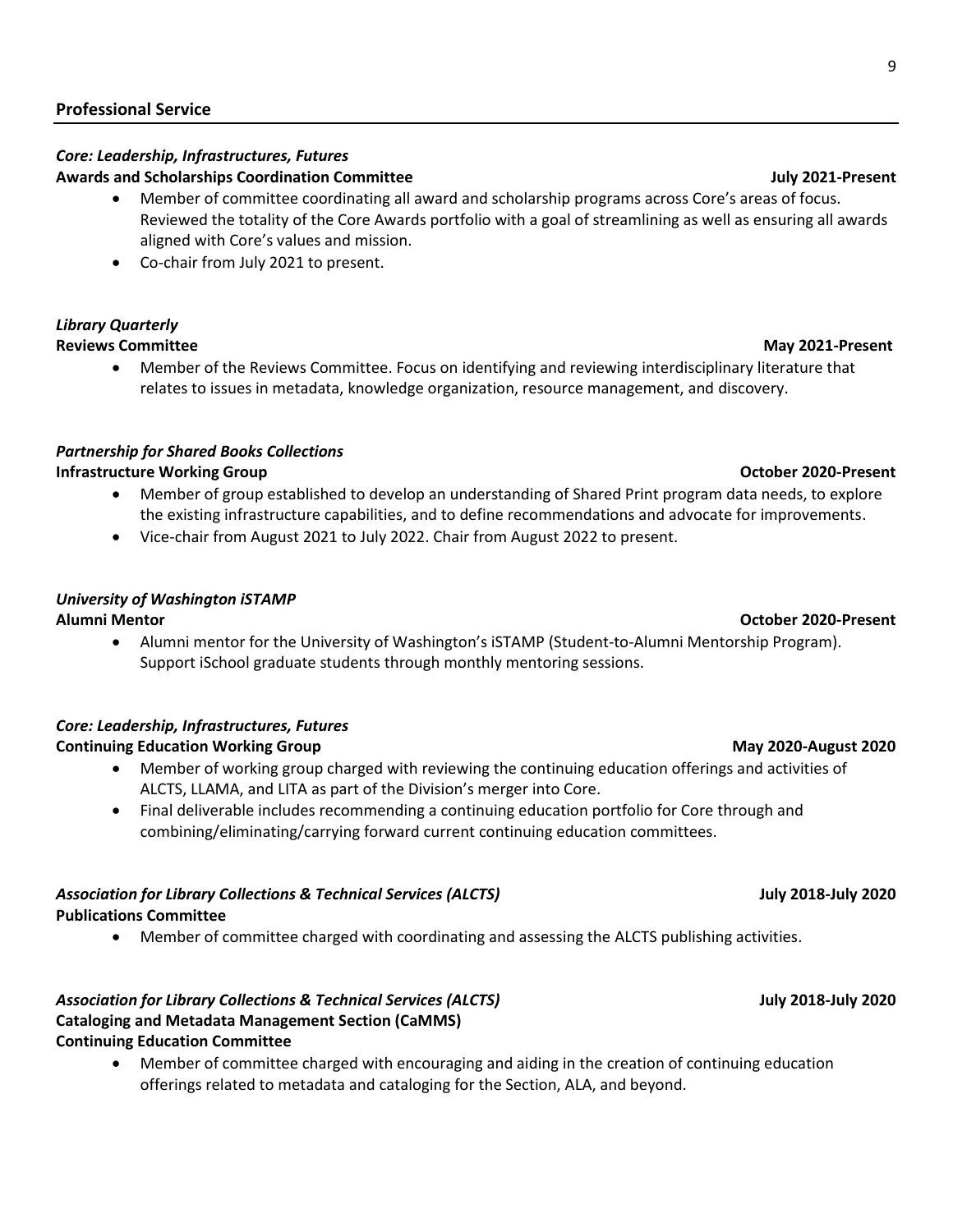## Professional Service

***Core: Leadership, Infrastructures, Futures***
**Awards and Scholarships Coordination Committee** **July 2021-Present**

- Member of committee coordinating all award and scholarship programs across Core's areas of focus. Reviewed the totality of the Core Awards portfolio with a goal of streamlining as well as ensuring all awards aligned with Core's values and mission.
- Co-chair from July 2021 to present.

***Library Quarterly***
**Reviews Committee** **May 2021-Present**

- Member of the Reviews Committee. Focus on identifying and reviewing interdisciplinary literature that relates to issues in metadata, knowledge organization, resource management, and discovery.

***Partnership for Shared Books Collections***
**Infrastructure Working Group** **October 2020-Present**

- Member of group established to develop an understanding of Shared Print program data needs, to explore the existing infrastructure capabilities, and to define recommendations and advocate for improvements.
- Vice-chair from August 2021 to July 2022. Chair from August 2022 to present.

***University of Washington iSTAMP***
**Alumni Mentor** **October 2020-Present**

- Alumni mentor for the University of Washington's iSTAMP (Student-to-Alumni Mentorship Program). Support iSchool graduate students through monthly mentoring sessions.

***Core: Leadership, Infrastructures, Futures***
**Continuing Education Working Group** **May 2020-August 2020**

- Member of working group charged with reviewing the continuing education offerings and activities of ALCTS, LLAMA, and LITA as part of the Division's merger into Core.
- Final deliverable includes recommending a continuing education portfolio for Core through and combining/eliminating/carrying forward current continuing education committees.

***Association for Library Collections & Technical Services (ALCTS)*** **July 2018-July 2020**
**Publications Committee**

- Member of committee charged with coordinating and assessing the ALCTS publishing activities.

***Association for Library Collections & Technical Services (ALCTS)*** **July 2018-July 2020**
**Cataloging and Metadata Management Section (CaMMS)**
**Continuing Education Committee**

- Member of committee charged with encouraging and aiding in the creation of continuing education offerings related to metadata and cataloging for the Section, ALA, and beyond.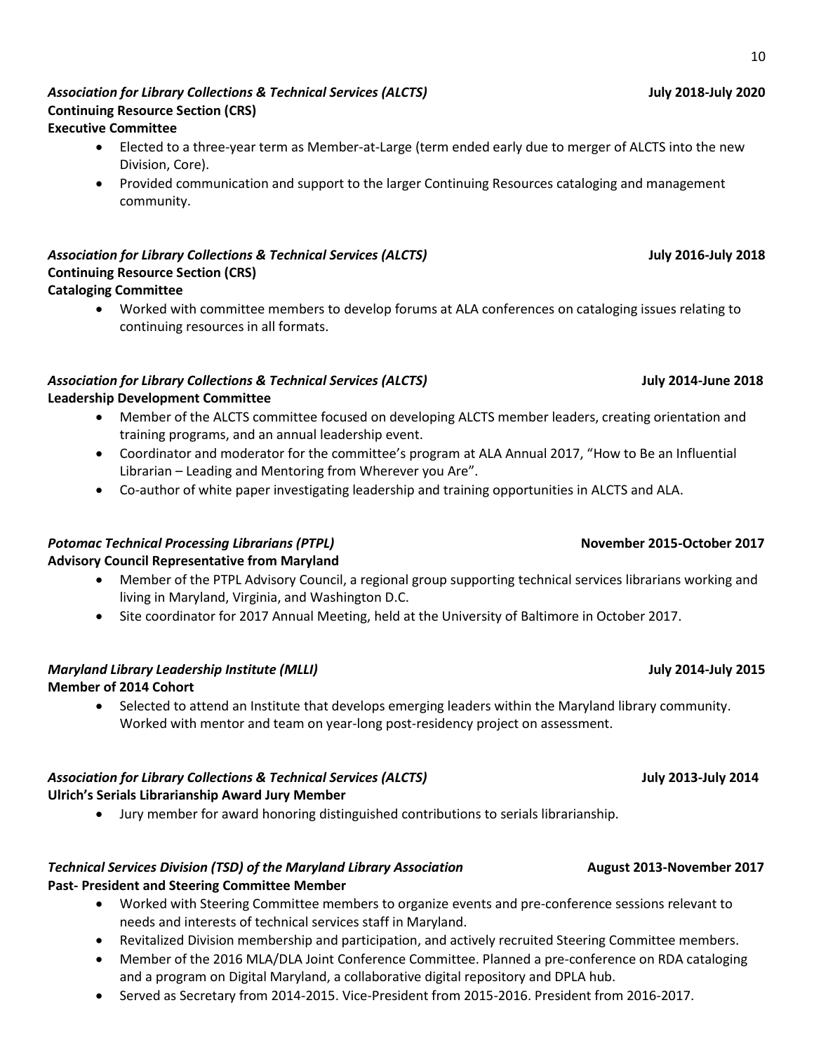***Association for Library Collections & Technical Services (ALCTS)*** **July 2018-July 2020**
**Continuing Resource Section (CRS)**
**Executive Committee**

- Elected to a three-year term as Member-at-Large (term ended early due to merger of ALCTS into the new Division, Core).
- Provided communication and support to the larger Continuing Resources cataloging and management community.

***Association for Library Collections & Technical Services (ALCTS)*** **July 2016-July 2018**
**Continuing Resource Section (CRS)**
**Cataloging Committee**

- Worked with committee members to develop forums at ALA conferences on cataloging issues relating to continuing resources in all formats.

***Association for Library Collections & Technical Services (ALCTS)*** **July 2014-June 2018**
**Leadership Development Committee**

- Member of the ALCTS committee focused on developing ALCTS member leaders, creating orientation and training programs, and an annual leadership event.
- Coordinator and moderator for the committee's program at ALA Annual 2017, "How to Be an Influential Librarian – Leading and Mentoring from Wherever you Are".
- Co-author of white paper investigating leadership and training opportunities in ALCTS and ALA.

***Potomac Technical Processing Librarians (PTPL)*** **November 2015-October 2017**
**Advisory Council Representative from Maryland**

- Member of the PTPL Advisory Council, a regional group supporting technical services librarians working and living in Maryland, Virginia, and Washington D.C.
- Site coordinator for 2017 Annual Meeting, held at the University of Baltimore in October 2017.

***Maryland Library Leadership Institute (MLLI)*** **July 2014-July 2015**
**Member of 2014 Cohort**

- Selected to attend an Institute that develops emerging leaders within the Maryland library community. Worked with mentor and team on year-long post-residency project on assessment.

***Association for Library Collections & Technical Services (ALCTS)*** **July 2013-July 2014**
**Ulrich's Serials Librarianship Award Jury Member**

- Jury member for award honoring distinguished contributions to serials librarianship.

***Technical Services Division (TSD) of the Maryland Library Association*** **August 2013-November 2017**
**Past- President and Steering Committee Member**

- Worked with Steering Committee members to organize events and pre-conference sessions relevant to needs and interests of technical services staff in Maryland.
- Revitalized Division membership and participation, and actively recruited Steering Committee members.
- Member of the 2016 MLA/DLA Joint Conference Committee. Planned a pre-conference on RDA cataloging and a program on Digital Maryland, a collaborative digital repository and DPLA hub.
- Served as Secretary from 2014-2015. Vice-President from 2015-2016. President from 2016-2017.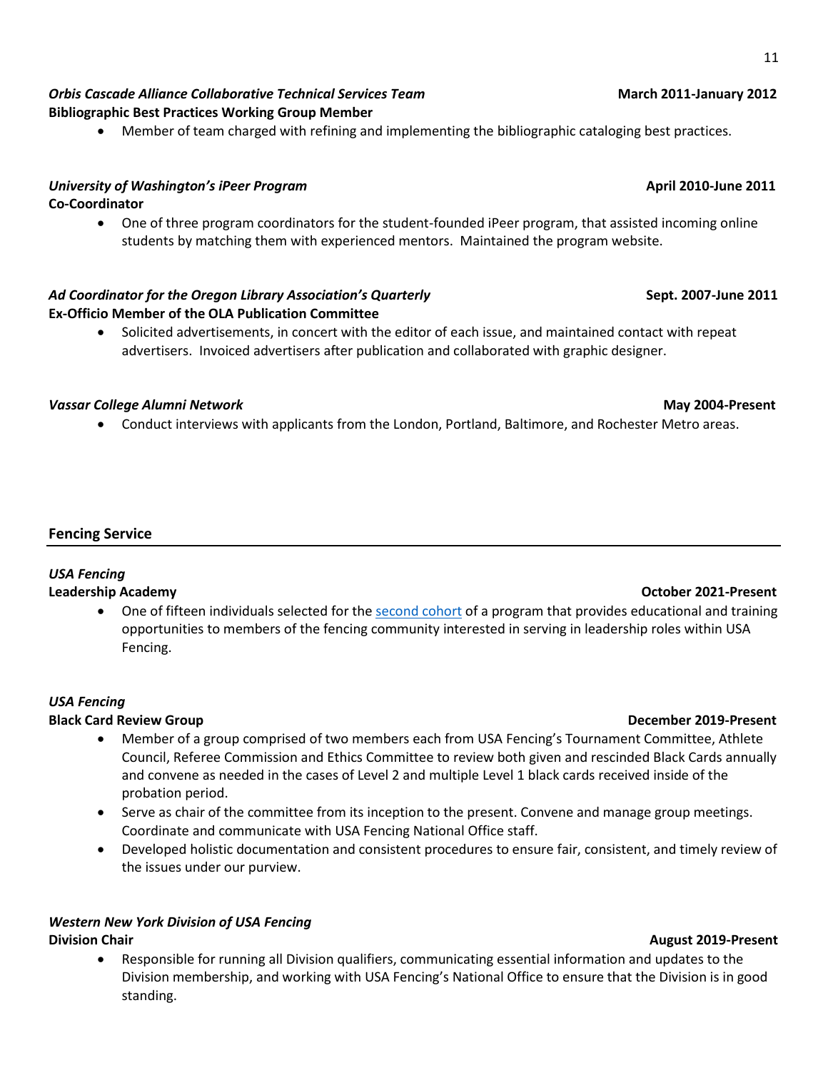***Orbis Cascade Alliance Collaborative Technical Services Team*** **March 2011-January 2012**
**Bibliographic Best Practices Working Group Member**

- Member of team charged with refining and implementing the bibliographic cataloging best practices.

***University of Washington's iPeer Program*** **April 2010-June 2011**
**Co-Coordinator**

- One of three program coordinators for the student-founded iPeer program, that assisted incoming online students by matching them with experienced mentors. Maintained the program website.

***Ad Coordinator for the Oregon Library Association's Quarterly*** **Sept. 2007-June 2011**
**Ex-Officio Member of the OLA Publication Committee**

- Solicited advertisements, in concert with the editor of each issue, and maintained contact with repeat advertisers. Invoiced advertisers after publication and collaborated with graphic designer.

***Vassar College Alumni Network*** **May 2004-Present**

- Conduct interviews with applicants from the London, Portland, Baltimore, and Rochester Metro areas.

## Fencing Service

*USA Fencing*
**Leadership Academy** **October 2021-Present**

- One of fifteen individuals selected for the second cohort of a program that provides educational and training opportunities to members of the fencing community interested in serving in leadership roles within USA Fencing.

*USA Fencing*
**Black Card Review Group** **December 2019-Present**

- Member of a group comprised of two members each from USA Fencing's Tournament Committee, Athlete Council, Referee Commission and Ethics Committee to review both given and rescinded Black Cards annually and convene as needed in the cases of Level 2 and multiple Level 1 black cards received inside of the probation period.
- Serve as chair of the committee from its inception to the present. Convene and manage group meetings. Coordinate and communicate with USA Fencing National Office staff.
- Developed holistic documentation and consistent procedures to ensure fair, consistent, and timely review of the issues under our purview.

*Western New York Division of USA Fencing*
**Division Chair** **August 2019-Present**

- Responsible for running all Division qualifiers, communicating essential information and updates to the Division membership, and working with USA Fencing's National Office to ensure that the Division is in good standing.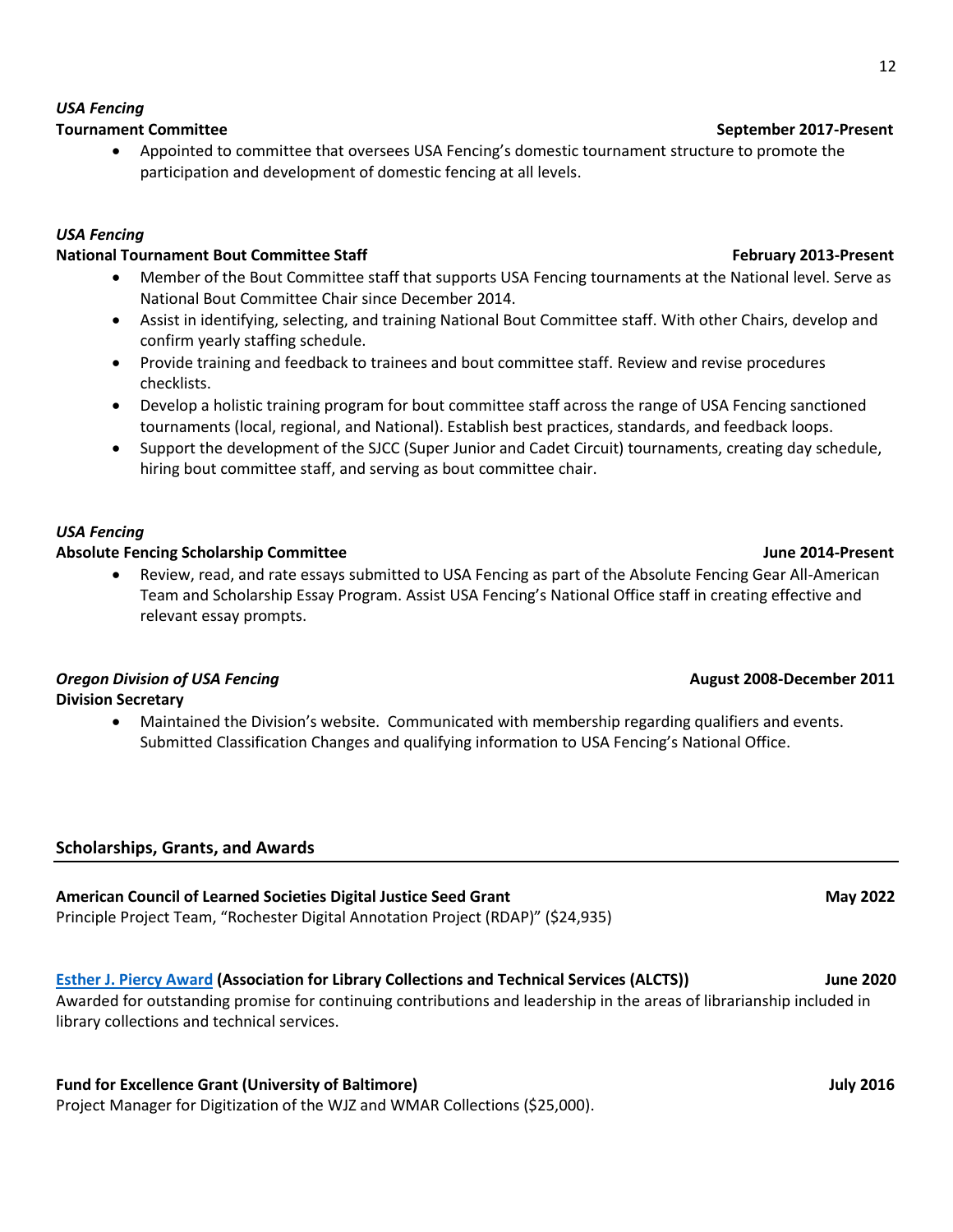*USA Fencing*

**Tournament Committee** **September 2017-Present**

- Appointed to committee that oversees USA Fencing's domestic tournament structure to promote the participation and development of domestic fencing at all levels.

*USA Fencing*

**National Tournament Bout Committee Staff** **February 2013-Present**

- Member of the Bout Committee staff that supports USA Fencing tournaments at the National level. Serve as National Bout Committee Chair since December 2014.
- Assist in identifying, selecting, and training National Bout Committee staff. With other Chairs, develop and confirm yearly staffing schedule.
- Provide training and feedback to trainees and bout committee staff. Review and revise procedures checklists.
- Develop a holistic training program for bout committee staff across the range of USA Fencing sanctioned tournaments (local, regional, and National). Establish best practices, standards, and feedback loops.
- Support the development of the SJCC (Super Junior and Cadet Circuit) tournaments, creating day schedule, hiring bout committee staff, and serving as bout committee chair.

*USA Fencing*

**Absolute Fencing Scholarship Committee** **June 2014-Present**

- Review, read, and rate essays submitted to USA Fencing as part of the Absolute Fencing Gear All-American Team and Scholarship Essay Program. Assist USA Fencing's National Office staff in creating effective and relevant essay prompts.

***Oregon Division of USA Fencing*** **August 2008-December 2011**

**Division Secretary**

- Maintained the Division's website. Communicated with membership regarding qualifiers and events. Submitted Classification Changes and qualifying information to USA Fencing's National Office.

## Scholarships, Grants, and Awards

**American Council of Learned Societies Digital Justice Seed Grant** **May 2022**

Principle Project Team, "Rochester Digital Annotation Project (RDAP)" ($24,935)

**Esther J. Piercy Award (Association for Library Collections and Technical Services (ALCTS))** **June 2020**

Awarded for outstanding promise for continuing contributions and leadership in the areas of librarianship included in library collections and technical services.

**Fund for Excellence Grant (University of Baltimore)** **July 2016**

Project Manager for Digitization of the WJZ and WMAR Collections ($25,000).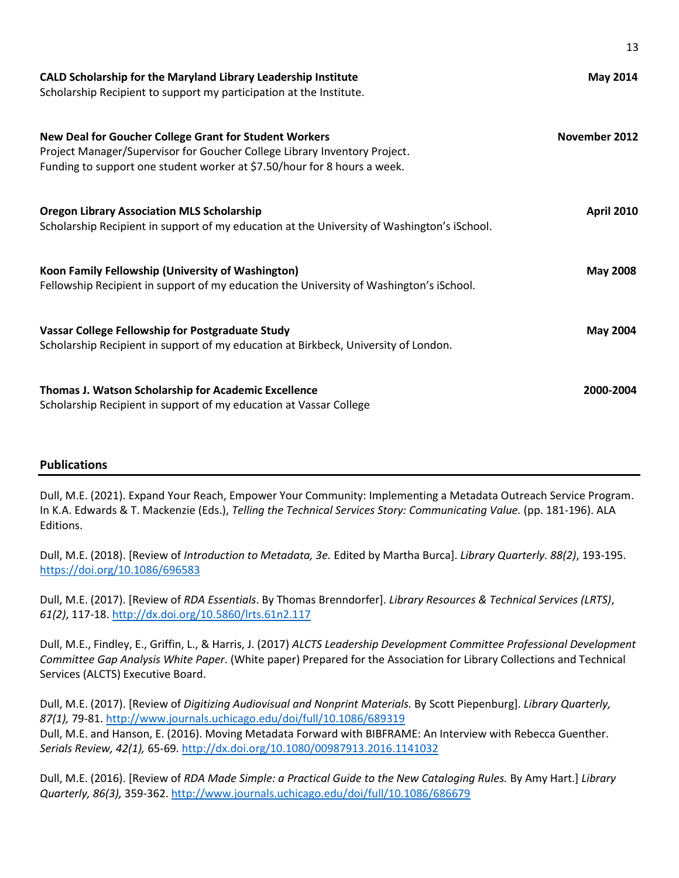**CALD Scholarship for the Maryland Library Leadership Institute** **May 2014**
Scholarship Recipient to support my participation at the Institute.

**New Deal for Goucher College Grant for Student Workers** **November 2012**
Project Manager/Supervisor for Goucher College Library Inventory Project.
Funding to support one student worker at $7.50/hour for 8 hours a week.

**Oregon Library Association MLS Scholarship** **April 2010**
Scholarship Recipient in support of my education at the University of Washington's iSchool.

**Koon Family Fellowship (University of Washington)** **May 2008**
Fellowship Recipient in support of my education the University of Washington's iSchool.

**Vassar College Fellowship for Postgraduate Study** **May 2004**
Scholarship Recipient in support of my education at Birkbeck, University of London.

**Thomas J. Watson Scholarship for Academic Excellence** **2000-2004**
Scholarship Recipient in support of my education at Vassar College

## Publications

Dull, M.E. (2021). Expand Your Reach, Empower Your Community: Implementing a Metadata Outreach Service Program. In K.A. Edwards & T. Mackenzie (Eds.), *Telling the Technical Services Story: Communicating Value.* (pp. 181-196). ALA Editions.

Dull, M.E. (2018). [Review of *Introduction to Metadata, 3e.* Edited by Martha Burca]. *Library Quarterly. 88(2)*, 193-195. https://doi.org/10.1086/696583

Dull, M.E. (2017). [Review of *RDA Essentials*. By Thomas Brenndorfer]. *Library Resources & Technical Services (LRTS)*, *61(2)*, 117-18. http://dx.doi.org/10.5860/lrts.61n2.117

Dull, M.E., Findley, E., Griffin, L., & Harris, J. (2017) *ALCTS Leadership Development Committee Professional Development Committee Gap Analysis White Paper*. (White paper) Prepared for the Association for Library Collections and Technical Services (ALCTS) Executive Board.

Dull, M.E. (2017). [Review of *Digitizing Audiovisual and Nonprint Materials.* By Scott Piepenburg]. *Library Quarterly, 87(1),* 79-81. http://www.journals.uchicago.edu/doi/full/10.1086/689319
Dull, M.E. and Hanson, E. (2016). Moving Metadata Forward with BIBFRAME: An Interview with Rebecca Guenther. *Serials Review, 42(1),* 65-69. http://dx.doi.org/10.1080/00987913.2016.1141032

Dull, M.E. (2016). [Review of *RDA Made Simple: a Practical Guide to the New Cataloging Rules.* By Amy Hart.] *Library Quarterly, 86(3),* 359-362. http://www.journals.uchicago.edu/doi/full/10.1086/686679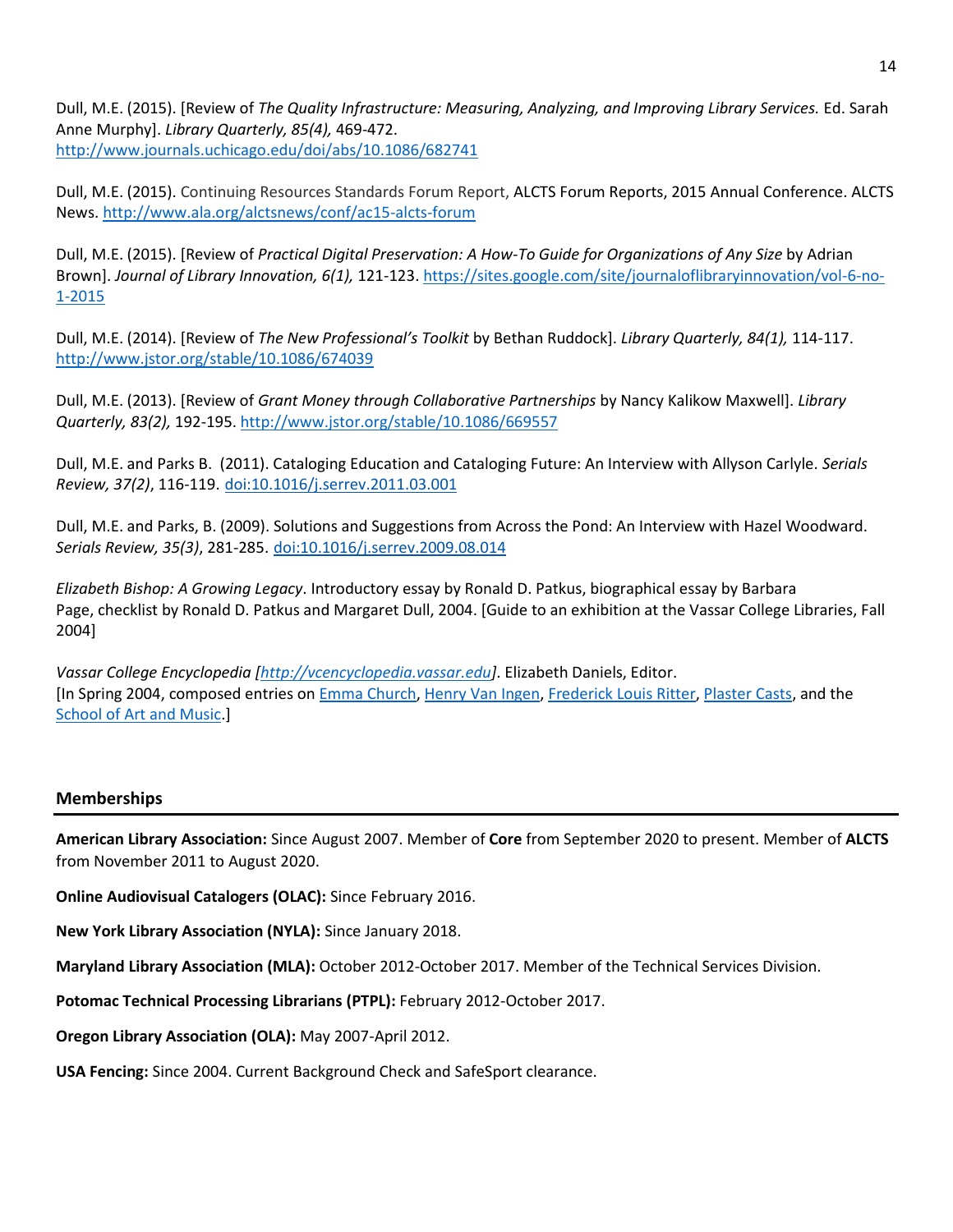Dull, M.E. (2015). [Review of *The Quality Infrastructure: Measuring, Analyzing, and Improving Library Services.* Ed. Sarah Anne Murphy]. *Library Quarterly, 85(4),* 469-472. http://www.journals.uchicago.edu/doi/abs/10.1086/682741

Dull, M.E. (2015). Continuing Resources Standards Forum Report, ALCTS Forum Reports, 2015 Annual Conference. ALCTS News. http://www.ala.org/alctsnews/conf/ac15-alcts-forum

Dull, M.E. (2015). [Review of *Practical Digital Preservation: A How-To Guide for Organizations of Any Size* by Adrian Brown]. *Journal of Library Innovation, 6(1),* 121-123. https://sites.google.com/site/journaloflibraryinnovation/vol-6-no-1-2015

Dull, M.E. (2014). [Review of *The New Professional's Toolkit* by Bethan Ruddock]. *Library Quarterly, 84(1),* 114-117. http://www.jstor.org/stable/10.1086/674039

Dull, M.E. (2013). [Review of *Grant Money through Collaborative Partnerships* by Nancy Kalikow Maxwell]. *Library Quarterly, 83(2),* 192-195. http://www.jstor.org/stable/10.1086/669557

Dull, M.E. and Parks B. (2011). Cataloging Education and Cataloging Future: An Interview with Allyson Carlyle. *Serials Review, 37(2)*, 116-119. doi:10.1016/j.serrev.2011.03.001

Dull, M.E. and Parks, B. (2009). Solutions and Suggestions from Across the Pond: An Interview with Hazel Woodward. *Serials Review, 35(3)*, 281-285. doi:10.1016/j.serrev.2009.08.014

*Elizabeth Bishop: A Growing Legacy*. Introductory essay by Ronald D. Patkus, biographical essay by Barbara Page, checklist by Ronald D. Patkus and Margaret Dull, 2004. [Guide to an exhibition at the Vassar College Libraries, Fall 2004]

*Vassar College Encyclopedia [http://vcencyclopedia.vassar.edu]*. Elizabeth Daniels, Editor.
[In Spring 2004, composed entries on Emma Church, Henry Van Ingen, Frederick Louis Ritter, Plaster Casts, and the School of Art and Music.]

## Memberships

**American Library Association:** Since August 2007. Member of **Core** from September 2020 to present. Member of **ALCTS** from November 2011 to August 2020.

**Online Audiovisual Catalogers (OLAC):** Since February 2016.

**New York Library Association (NYLA):** Since January 2018.

**Maryland Library Association (MLA):** October 2012-October 2017. Member of the Technical Services Division.

**Potomac Technical Processing Librarians (PTPL):** February 2012-October 2017.

**Oregon Library Association (OLA):** May 2007-April 2012.

**USA Fencing:** Since 2004. Current Background Check and SafeSport clearance.